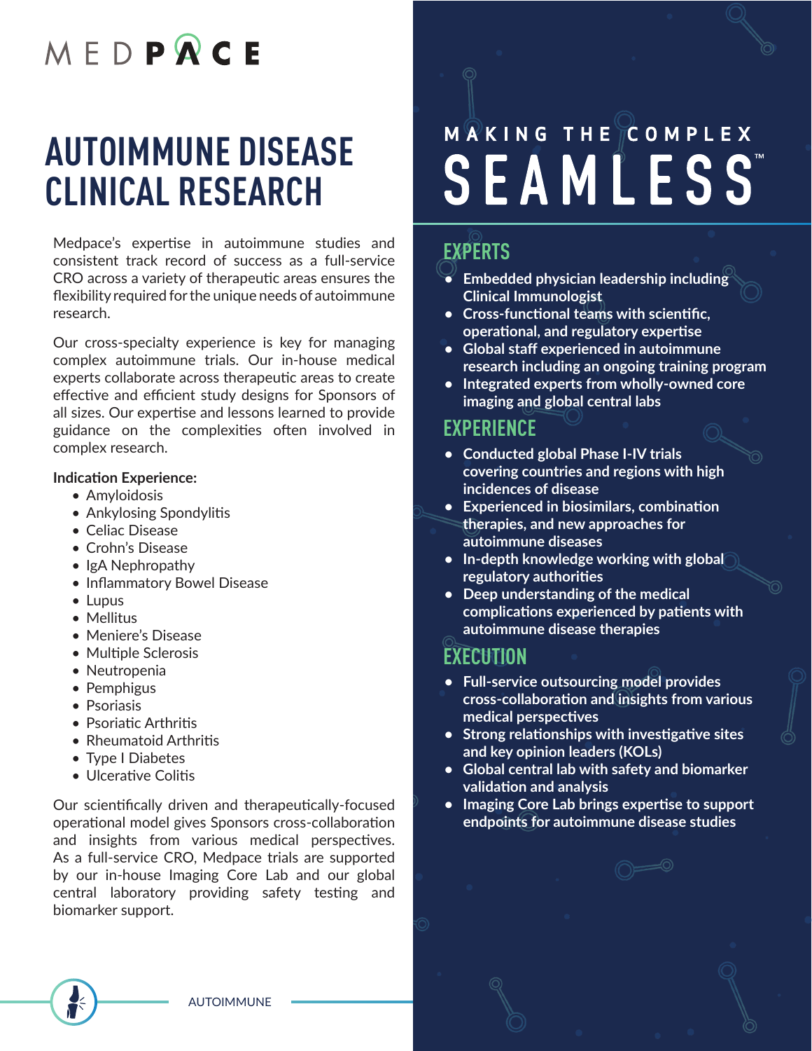MEDPACE

# AUTOIMMUNE DISEASE CLINICAL RESEARCH

Medpace's expertise in autoimmune studies and consistent track record of success as a full-service CRO across a variety of therapeutic areas ensures the flexibility required for the unique needs of autoimmune research.

Our cross-specialty experience is key for managing complex autoimmune trials. Our in-house medical experts collaborate across therapeutic areas to create effective and efficient study designs for Sponsors of all sizes. Our expertise and lessons learned to provide guidance on the complexities often involved in complex research.

**Indication Experience:**

- Amyloidosis
- Ankylosing Spondylitis
- Celiac Disease
- Crohn's Disease
- IgA Nephropathy
- Inflammatory Bowel Disease
- Lupus
- Mellitus
- Meniere's Disease
- Multiple Sclerosis
- Neutropenia
- Pemphigus
- Psoriasis
- Psoriatic Arthritis
- Rheumatoid Arthritis
- Type I Diabetes
- Ulcerative Colitis

Our scientifically driven and therapeutically-focused operational model gives Sponsors cross-collaboration and insights from various medical perspectives. As a full-service CRO, Medpace trials are supported by our in-house Imaging Core Lab and our global central laboratory providing safety testing and biomarker support.

## MAKING THE COMPLEX SEAMLESS™

### EXPERTS

- **Embedded physician leadership including Clinical Immunologist**
- **Cross-functional teams with scientific, operational, and regulatory expertise**
- **Global staff experienced in autoimmune research including an ongoing training program**
- **Integrated experts from wholly-owned core imaging and global central labs**

### EXPERIENCE

- **Conducted global Phase I-IV trials covering countries and regions with high incidences of disease**
- **Experienced in biosimilars, combination therapies, and new approaches for autoimmune diseases**
- **In-depth knowledge working with global regulatory authorities**
- **Deep understanding of the medical complications experienced by patients with autoimmune disease therapies**

### EXECUTION

- **Full-service outsourcing model provides cross-collaboration and insights from various medical perspectives**
- **Strong relationships with investigative sites and key opinion leaders (KOLs)**
- **Global central lab with safety and biomarker validation and analysis**
- **Imaging Core Lab brings expertise to support endpoints for autoimmune disease studies**

AUTOIMMUNE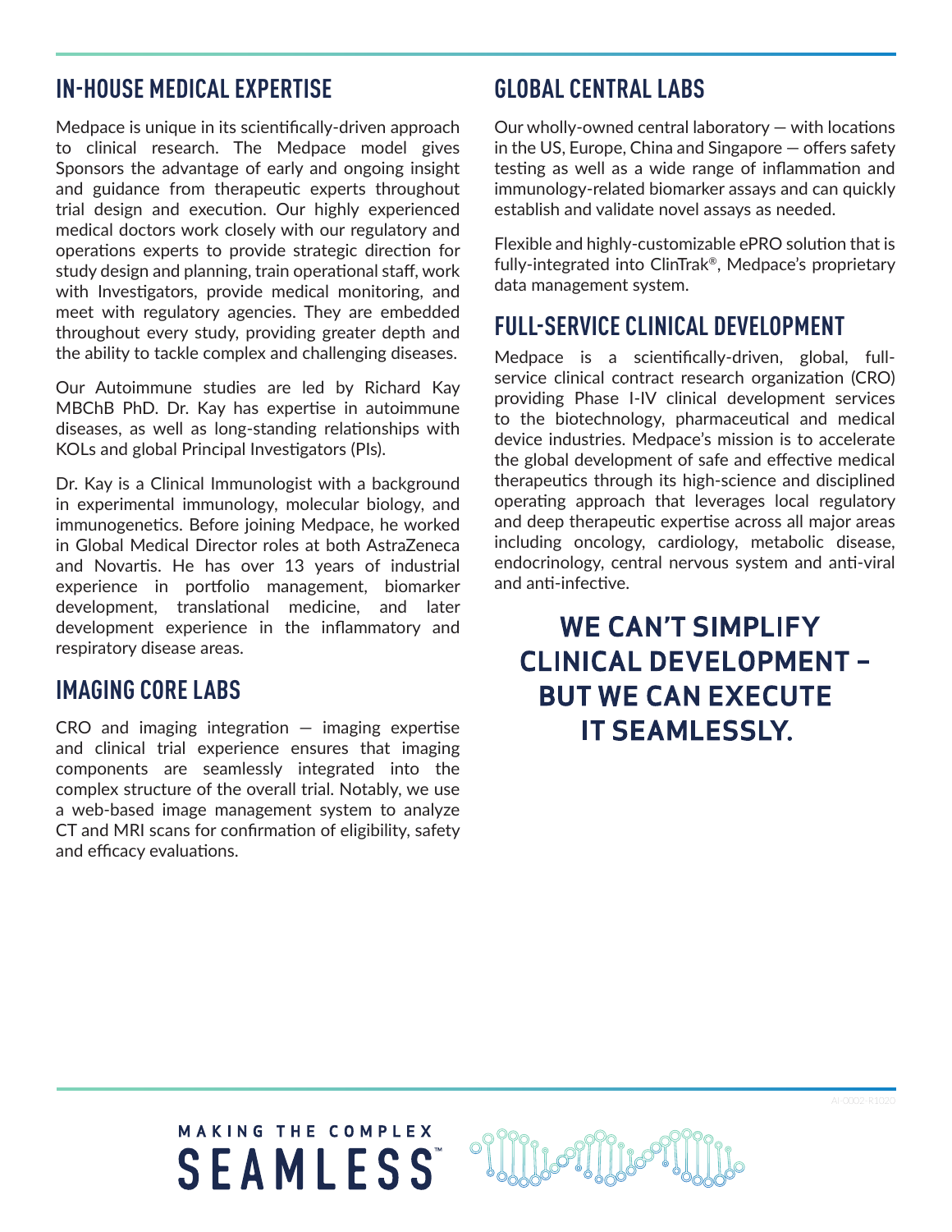## IN-HOUSE MEDICAL EXPERTISE

Medpace is unique in its scientifically-driven approach to clinical research. The Medpace model gives Sponsors the advantage of early and ongoing insight and guidance from therapeutic experts throughout trial design and execution. Our highly experienced medical doctors work closely with our regulatory and operations experts to provide strategic direction for study design and planning, train operational staff, work with Investigators, provide medical monitoring, and meet with regulatory agencies. They are embedded throughout every study, providing greater depth and the ability to tackle complex and challenging diseases.

Our Autoimmune studies are led by Richard Kay MBChB PhD. Dr. Kay has expertise in autoimmune diseases, as well as long-standing relationships with KOLs and global Principal Investigators (PIs).

Dr. Kay is a Clinical Immunologist with a background in experimental immunology, molecular biology, and immunogenetics. Before joining Medpace, he worked in Global Medical Director roles at both AstraZeneca and Novartis. He has over 13 years of industrial experience in portfolio management, biomarker development, translational medicine, and later development experience in the inflammatory and respiratory disease areas.

## IMAGING CORE LABS

CRO and imaging integration — imaging expertise and clinical trial experience ensures that imaging components are seamlessly integrated into the complex structure of the overall trial. Notably, we use a web-based image management system to analyze CT and MRI scans for confirmation of eligibility, safety and efficacy evaluations.

## GLOBAL CENTRAL LABS

Our wholly-owned central laboratory — with locations in the US, Europe, China and Singapore — offers safety testing as well as a wide range of inflammation and immunology-related biomarker assays and can quickly establish and validate novel assays as needed.

Flexible and highly-customizable ePRO solution that is fully-integrated into ClinTrak®, Medpace's proprietary data management system.

## FULL-SERVICE CLINICAL DEVELOPMENT

Medpace is a scientifically-driven, global, full-service clinical contract research organization (CRO) providing Phase I-IV clinical development services to the biotechnology, pharmaceutical and medical device industries. Medpace's mission is to accelerate the global development of safe and effective medical therapeutics through its high-science and disciplined operating approach that leverages local regulatory and deep therapeutic expertise across all major areas including oncology, cardiology, metabolic disease, endocrinology, central nervous system and anti-viral and anti-infective.

**WE CAN'T SIMPLIFY CLINICAL DEVELOPMENT – BUT WE CAN EXECUTE IT SEAMLESSLY.**

AI-0002-R1020

MAKING THE COMPLEX **SEAMLESS**™